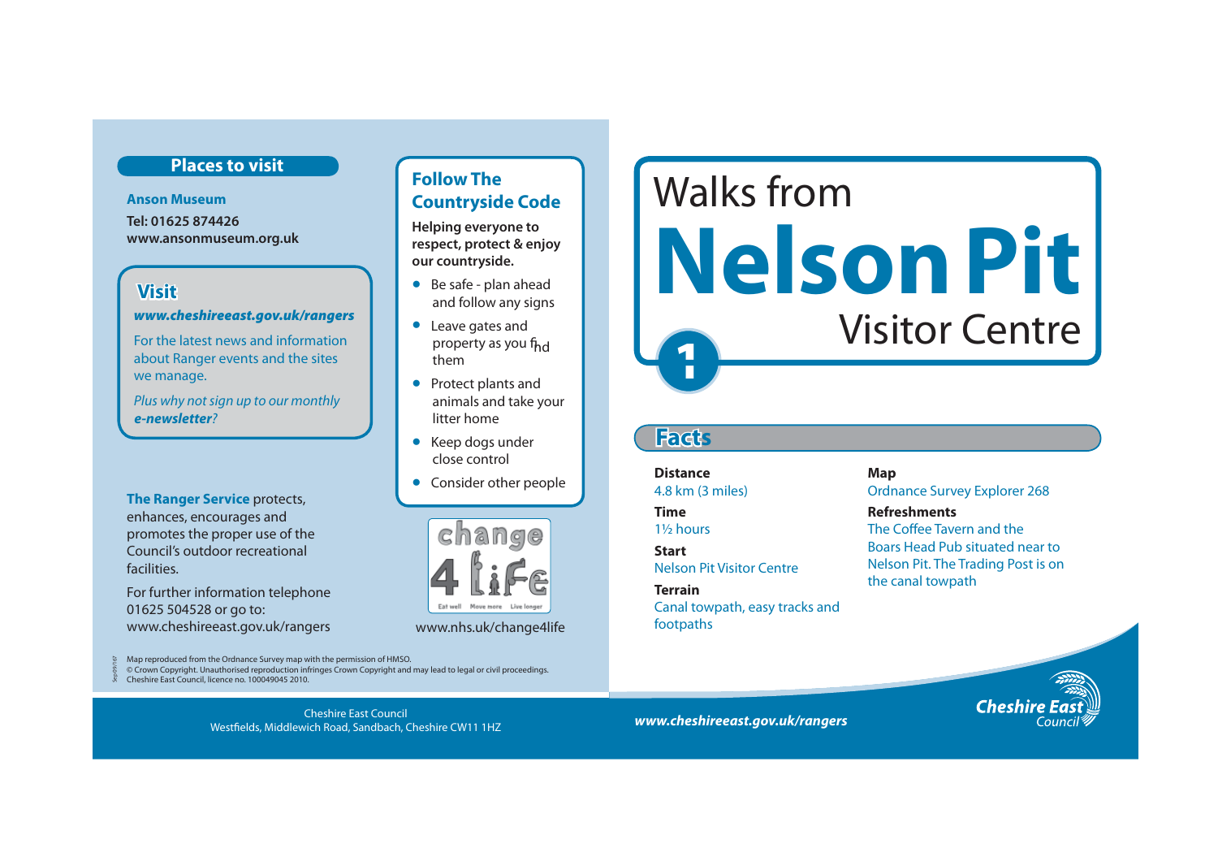## Places to visit

**Anson Museum**

**Tel: 01625 874426**
**www.ansonmuseum.org.uk**

### Visit

***www.cheshireeast.gov.uk/rangers***

For the latest news and information about Ranger events and the sites we manage.

*Plus why not sign up to our monthly **e-newsletter**?*

**The Ranger Service** protects, enhances, encourages and promotes the proper use of the Council's outdoor recreational facilities.

For further information telephone 01625 504528 or go to: www.cheshireeast.gov.uk/rangers

## Follow The Countryside Code

**Helping everyone to respect, protect & enjoy our countryside.**

- Be safe - plan ahead and follow any signs
- Leave gates and property as you find them
- Protect plants and animals and take your litter home
- Keep dogs under close control
- Consider other people

change 4 life
Eat well Move more Live longer

www.nhs.uk/change4life

Map reproduced from the Ordnance Survey map with the permission of HMSO.
© Crown Copyright. Unauthorised reproduction infringes Crown Copyright and may lead to legal or civil proceedings.
Cheshire East Council, licence no. 100049045 2010.

Cheshire East Council
Westfields, Middlewich Road, Sandbach, Cheshire CW11 1HZ

# Walks from Nelson Pit Visitor Centre

1

## Facts

**Distance**
4.8 km (3 miles)

**Time**
1½ hours

**Start**
Nelson Pit Visitor Centre

**Terrain**
Canal towpath, easy tracks and footpaths

**Map**
Ordnance Survey Explorer 268

**Refreshments**
The Coffee Tavern and the Boars Head Pub situated near to Nelson Pit. The Trading Post is on the canal towpath

***www.cheshireeast.gov.uk/rangers***

Cheshire East Council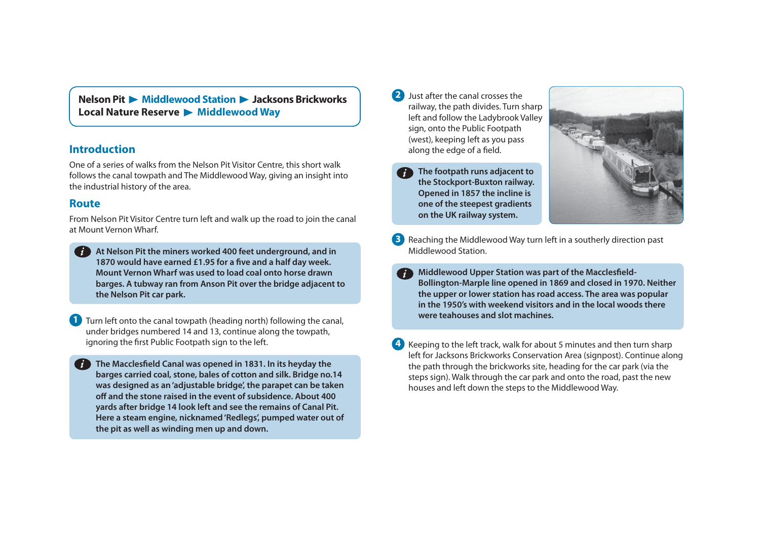**Nelson Pit ▶ Middlewood Station ▶ Jacksons Brickworks Local Nature Reserve ▶ Middlewood Way**

## Introduction

One of a series of walks from the Nelson Pit Visitor Centre, this short walk follows the canal towpath and The Middlewood Way, giving an insight into the industrial history of the area.

## Route

From Nelson Pit Visitor Centre turn left and walk up the road to join the canal at Mount Vernon Wharf.

> **At Nelson Pit the miners worked 400 feet underground, and in 1870 would have earned £1.95 for a five and a half day week. Mount Vernon Wharf was used to load coal onto horse drawn barges. A tubway ran from Anson Pit over the bridge adjacent to the Nelson Pit car park.**

1. Turn left onto the canal towpath (heading north) following the canal, under bridges numbered 14 and 13, continue along the towpath, ignoring the first Public Footpath sign to the left.

> **The Macclesfield Canal was opened in 1831. In its heyday the barges carried coal, stone, bales of cotton and silk. Bridge no.14 was designed as an 'adjustable bridge', the parapet can be taken off and the stone raised in the event of subsidence. About 400 yards after bridge 14 look left and see the remains of Canal Pit. Here a steam engine, nicknamed 'Redlegs', pumped water out of the pit as well as winding men up and down.**

2. Just after the canal crosses the railway, the path divides. Turn sharp left and follow the Ladybrook Valley sign, onto the Public Footpath (west), keeping left as you pass along the edge of a field.

> **The footpath runs adjacent to the Stockport-Buxton railway. Opened in 1857 the incline is one of the steepest gradients on the UK railway system.**

3. Reaching the Middlewood Way turn left in a southerly direction past Middlewood Station.

> **Middlewood Upper Station was part of the Macclesfield-Bollington-Marple line opened in 1869 and closed in 1970. Neither the upper or lower station has road access. The area was popular in the 1950's with weekend visitors and in the local woods there were teahouses and slot machines.**

4. Keeping to the left track, walk for about 5 minutes and then turn sharp left for Jacksons Brickworks Conservation Area (signpost). Continue along the path through the brickworks site, heading for the car park (via the steps sign). Walk through the car park and onto the road, past the new houses and left down the steps to the Middlewood Way.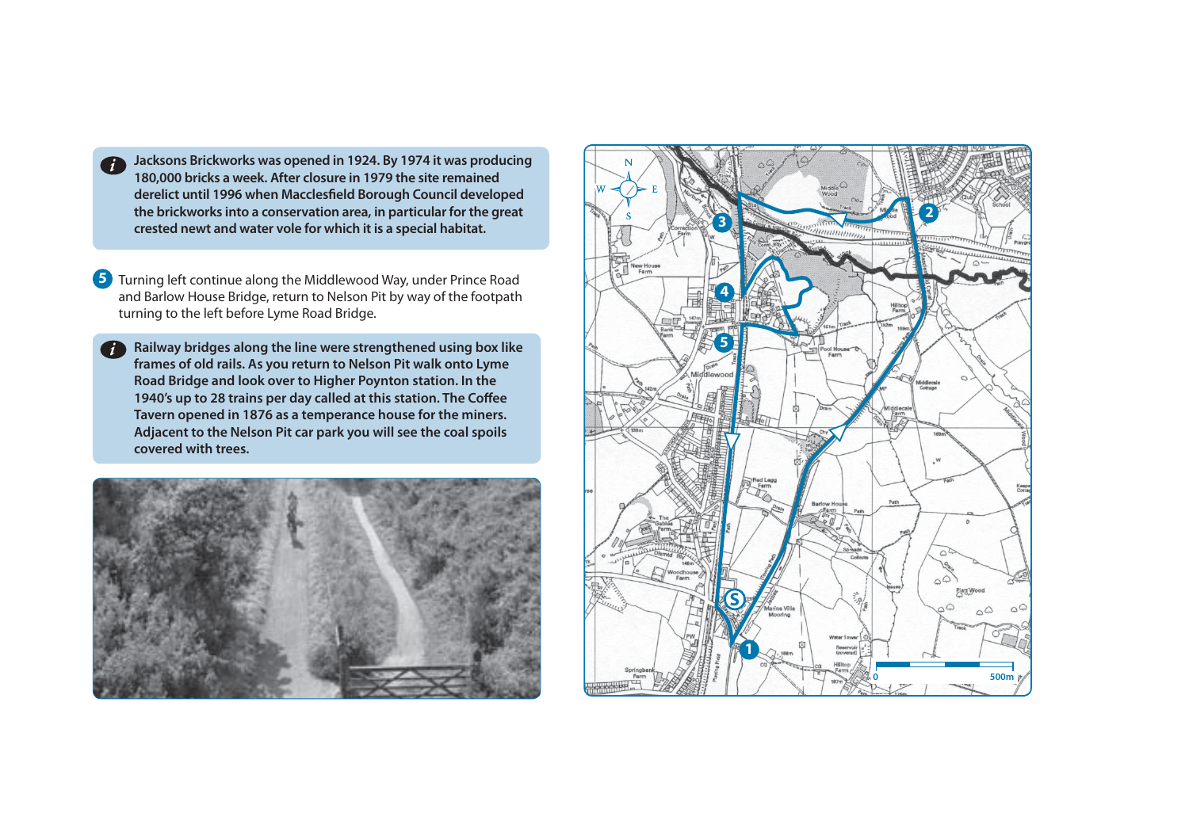**Jacksons Brickworks was opened in 1924. By 1974 it was producing 180,000 bricks a week. After closure in 1979 the site remained derelict until 1996 when Macclesfield Borough Council developed the brickworks into a conservation area, in particular for the great crested newt and water vole for which it is a special habitat.**

5 Turning left continue along the Middlewood Way, under Prince Road and Barlow House Bridge, return to Nelson Pit by way of the footpath turning to the left before Lyme Road Bridge.

**Railway bridges along the line were strengthened using box like frames of old rails. As you return to Nelson Pit walk onto Lyme Road Bridge and look over to Higher Poynton station. In the 1940's up to 28 trains per day called at this station. The Coffee Tavern opened in 1876 as a temperance house for the miners. Adjacent to the Nelson Pit car park you will see the coal spoils covered with trees.**